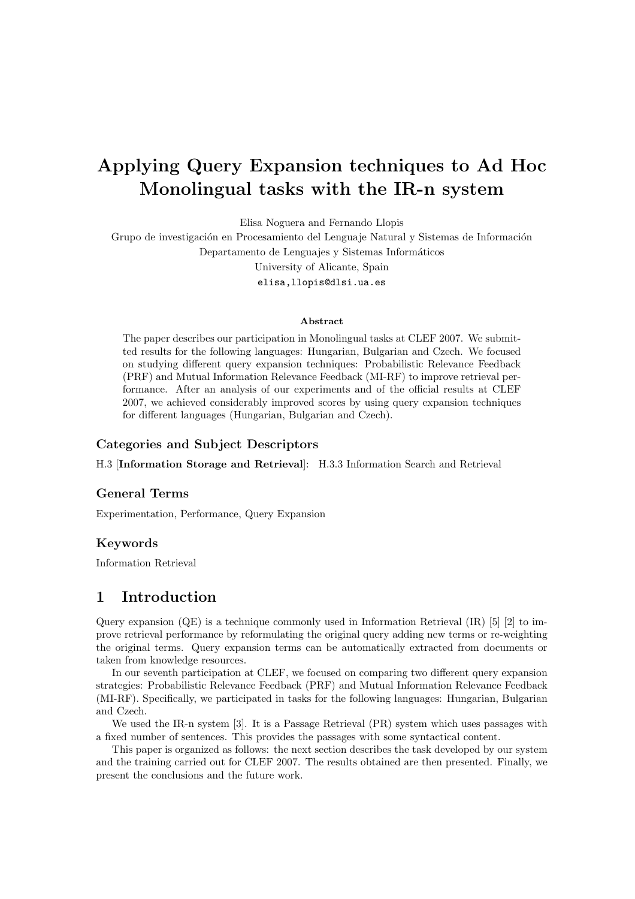# Applying Query Expansion techniques to Ad Hoc Monolingual tasks with the IR-n system

Elisa Noguera and Fernando Llopis
Grupo de investigación en Procesamiento del Lenguaje Natural y Sistemas de Información
Departamento de Lenguajes y Sistemas Informáticos
University of Alicante, Spain
elisa,llopis@dlsi.ua.es

### Abstract

The paper describes our participation in Monolingual tasks at CLEF 2007. We submitted results for the following languages: Hungarian, Bulgarian and Czech. We focused on studying different query expansion techniques: Probabilistic Relevance Feedback (PRF) and Mutual Information Relevance Feedback (MI-RF) to improve retrieval performance. After an analysis of our experiments and of the official results at CLEF 2007, we achieved considerably improved scores by using query expansion techniques for different languages (Hungarian, Bulgarian and Czech).

### Categories and Subject Descriptors

H.3 [**Information Storage and Retrieval**]: H.3.3 Information Search and Retrieval

### General Terms

Experimentation, Performance, Query Expansion

### Keywords

Information Retrieval

## 1 Introduction

Query expansion (QE) is a technique commonly used in Information Retrieval (IR) [5] [2] to improve retrieval performance by reformulating the original query adding new terms or re-weighting the original terms. Query expansion terms can be automatically extracted from documents or taken from knowledge resources.

In our seventh participation at CLEF, we focused on comparing two different query expansion strategies: Probabilistic Relevance Feedback (PRF) and Mutual Information Relevance Feedback (MI-RF). Specifically, we participated in tasks for the following languages: Hungarian, Bulgarian and Czech.

We used the IR-n system [3]. It is a Passage Retrieval (PR) system which uses passages with a fixed number of sentences. This provides the passages with some syntactical content.

This paper is organized as follows: the next section describes the task developed by our system and the training carried out for CLEF 2007. The results obtained are then presented. Finally, we present the conclusions and the future work.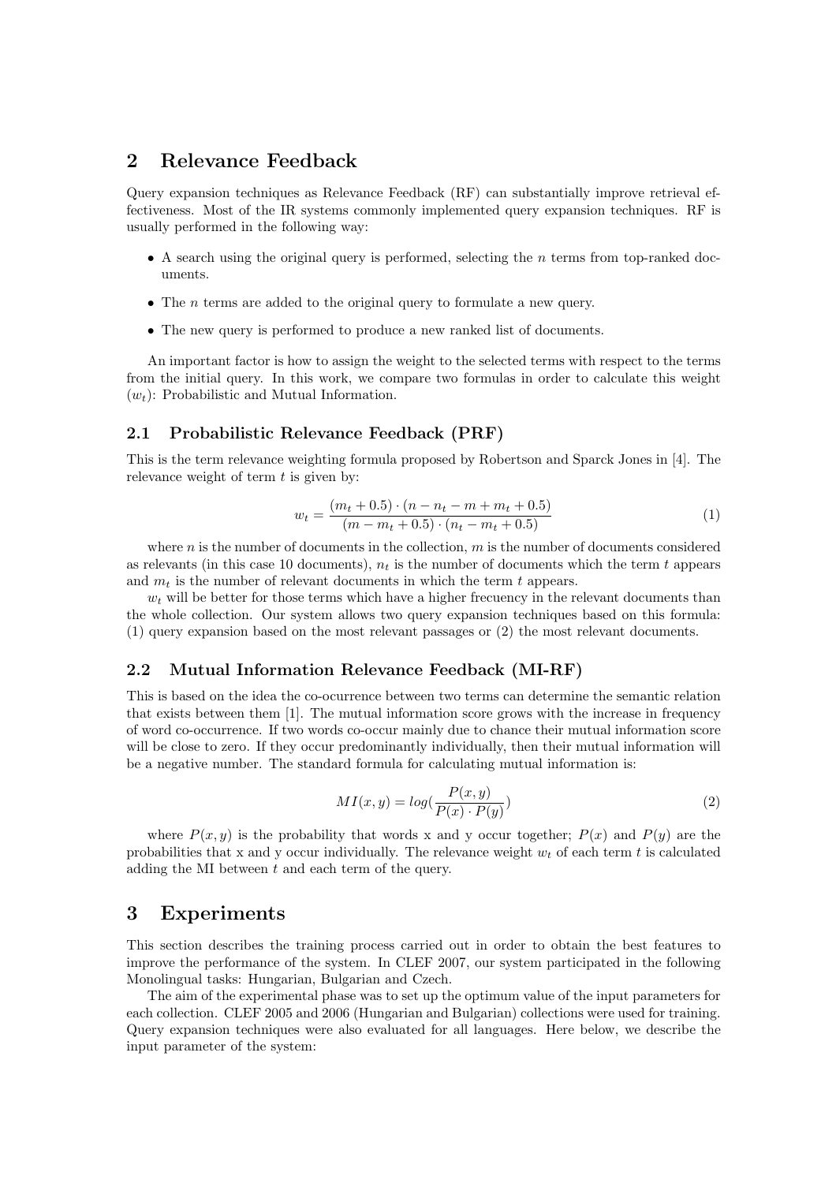## 2 Relevance Feedback

Query expansion techniques as Relevance Feedback (RF) can substantially improve retrieval effectiveness. Most of the IR systems commonly implemented query expansion techniques. RF is usually performed in the following way:

- A search using the original query is performed, selecting the $n$ terms from top-ranked documents.
- The $n$ terms are added to the original query to formulate a new query.
- The new query is performed to produce a new ranked list of documents.

An important factor is how to assign the weight to the selected terms with respect to the terms from the initial query. In this work, we compare two formulas in order to calculate this weight ($w_t$): Probabilistic and Mutual Information.

### 2.1 Probabilistic Relevance Feedback (PRF)

This is the term relevance weighting formula proposed by Robertson and Sparck Jones in [4]. The relevance weight of term $t$ is given by:

$$w_t = \frac{(m_t + 0.5) \cdot (n - n_t - m + m_t + 0.5)}{(m - m_t + 0.5) \cdot (n_t - m_t + 0.5)} \tag{1}$$

where $n$ is the number of documents in the collection, $m$ is the number of documents considered as relevants (in this case 10 documents), $n_t$ is the number of documents which the term $t$ appears and $m_t$ is the number of relevant documents in which the term $t$ appears.

$w_t$ will be better for those terms which have a higher frecuency in the relevant documents than the whole collection. Our system allows two query expansion techniques based on this formula: (1) query expansion based on the most relevant passages or (2) the most relevant documents.

### 2.2 Mutual Information Relevance Feedback (MI-RF)

This is based on the idea the co-ocurrence between two terms can determine the semantic relation that exists between them [1]. The mutual information score grows with the increase in frequency of word co-occurrence. If two words co-occur mainly due to chance their mutual information score will be close to zero. If they occur predominantly individually, then their mutual information will be a negative number. The standard formula for calculating mutual information is:

$$MI(x, y) = log(\frac{P(x, y)}{P(x) \cdot P(y)}) \tag{2}$$

where $P(x, y)$ is the probability that words x and y occur together; $P(x)$ and $P(y)$ are the probabilities that x and y occur individually. The relevance weight $w_t$ of each term $t$ is calculated adding the MI between $t$ and each term of the query.

## 3 Experiments

This section describes the training process carried out in order to obtain the best features to improve the performance of the system. In CLEF 2007, our system participated in the following Monolingual tasks: Hungarian, Bulgarian and Czech.

The aim of the experimental phase was to set up the optimum value of the input parameters for each collection. CLEF 2005 and 2006 (Hungarian and Bulgarian) collections were used for training. Query expansion techniques were also evaluated for all languages. Here below, we describe the input parameter of the system: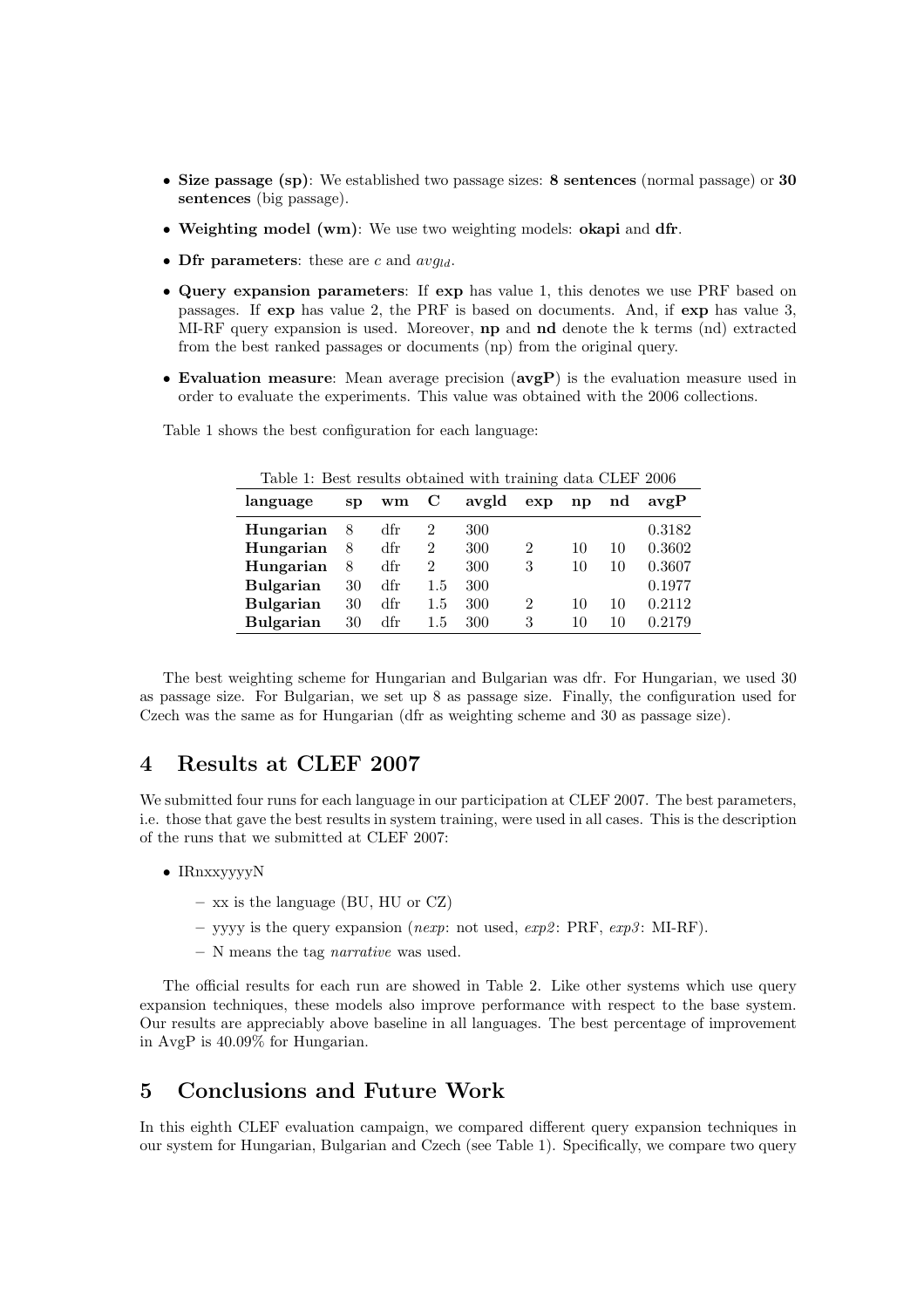- **Size passage (sp)**: We established two passage sizes: **8 sentences** (normal passage) or **30 sentences** (big passage).
- **Weighting model (wm)**: We use two weighting models: **okapi** and **dfr**.
- **Dfr parameters**: these are $c$ and $avg_{ld}$.
- **Query expansion parameters**: If **exp** has value 1, this denotes we use PRF based on passages. If **exp** has value 2, the PRF is based on documents. And, if **exp** has value 3, MI-RF query expansion is used. Moreover, **np** and **nd** denote the k terms (nd) extracted from the best ranked passages or documents (np) from the original query.
- **Evaluation measure**: Mean average precision (**avgP**) is the evaluation measure used in order to evaluate the experiments. This value was obtained with the 2006 collections.

Table 1 shows the best configuration for each language:

Table 1: Best results obtained with training data CLEF 2006

| language | sp | wm | C | avgld | exp | np | nd | avgP |
|---|---|---|---|---|---|---|---|---|
| **Hungarian** | 8 | dfr | 2 | 300 | | | | 0.3182 |
| **Hungarian** | 8 | dfr | 2 | 300 | 2 | 10 | 10 | 0.3602 |
| **Hungarian** | 8 | dfr | 2 | 300 | 3 | 10 | 10 | 0.3607 |
| **Bulgarian** | 30 | dfr | 1.5 | 300 | | | | 0.1977 |
| **Bulgarian** | 30 | dfr | 1.5 | 300 | 2 | 10 | 10 | 0.2112 |
| **Bulgarian** | 30 | dfr | 1.5 | 300 | 3 | 10 | 10 | 0.2179 |

The best weighting scheme for Hungarian and Bulgarian was dfr. For Hungarian, we used 30 as passage size. For Bulgarian, we set up 8 as passage size. Finally, the configuration used for Czech was the same as for Hungarian (dfr as weighting scheme and 30 as passage size).

## 4 Results at CLEF 2007

We submitted four runs for each language in our participation at CLEF 2007. The best parameters, i.e. those that gave the best results in system training, were used in all cases. This is the description of the runs that we submitted at CLEF 2007:

- IRnxxyyyyN
  - xx is the language (BU, HU or CZ)
  - yyyy is the query expansion (*nexp*: not used, *exp2*: PRF, *exp3*: MI-RF).
  - N means the tag *narrative* was used.

The official results for each run are showed in Table 2. Like other systems which use query expansion techniques, these models also improve performance with respect to the base system. Our results are appreciably above baseline in all languages. The best percentage of improvement in AvgP is 40.09% for Hungarian.

## 5 Conclusions and Future Work

In this eighth CLEF evaluation campaign, we compared different query expansion techniques in our system for Hungarian, Bulgarian and Czech (see Table 1). Specifically, we compare two query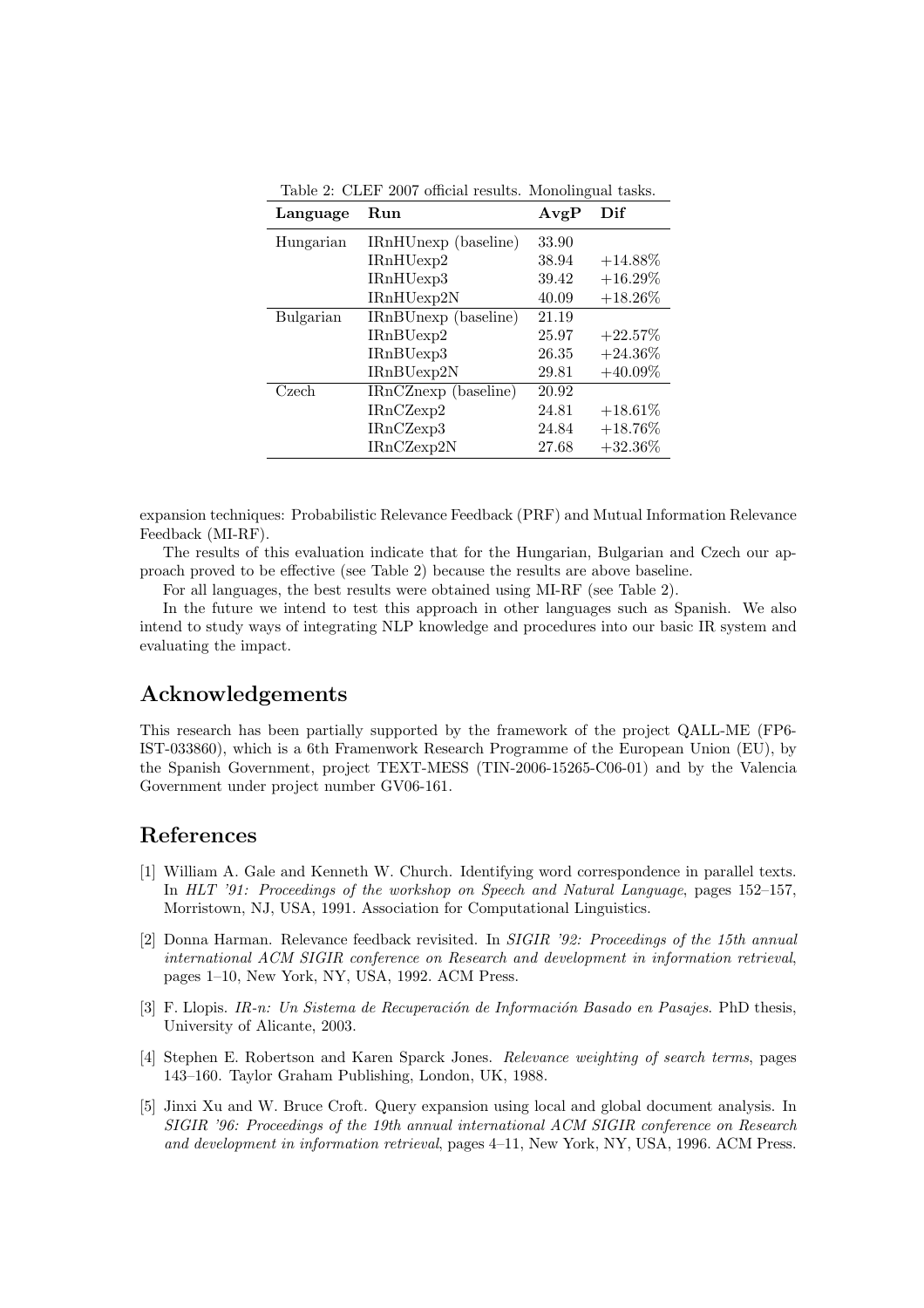Table 2: CLEF 2007 official results. Monolingual tasks.

| Language | Run | AvgP | Dif |
|---|---|---|---|
| Hungarian | IRnHUnexp (baseline) | 33.90 | |
| | IRnHUexp2 | 38.94 | +14.88% |
| | IRnHUexp3 | 39.42 | +16.29% |
| | IRnHUexp2N | 40.09 | +18.26% |
| Bulgarian | IRnBUnexp (baseline) | 21.19 | |
| | IRnBUexp2 | 25.97 | +22.57% |
| | IRnBUexp3 | 26.35 | +24.36% |
| | IRnBUexp2N | 29.81 | +40.09% |
| Czech | IRnCZnexp (baseline) | 20.92 | |
| | IRnCZexp2 | 24.81 | +18.61% |
| | IRnCZexp3 | 24.84 | +18.76% |
| | IRnCZexp2N | 27.68 | +32.36% |

expansion techniques: Probabilistic Relevance Feedback (PRF) and Mutual Information Relevance Feedback (MI-RF).

The results of this evaluation indicate that for the Hungarian, Bulgarian and Czech our approach proved to be effective (see Table 2) because the results are above baseline.

For all languages, the best results were obtained using MI-RF (see Table 2).

In the future we intend to test this approach in other languages such as Spanish. We also intend to study ways of integrating NLP knowledge and procedures into our basic IR system and evaluating the impact.

## Acknowledgements

This research has been partially supported by the framework of the project QALL-ME (FP6-IST-033860), which is a 6th Framenwork Research Programme of the European Union (EU), by the Spanish Government, project TEXT-MESS (TIN-2006-15265-C06-01) and by the Valencia Government under project number GV06-161.

## References

[1] William A. Gale and Kenneth W. Church. Identifying word correspondence in parallel texts. In *HLT '91: Proceedings of the workshop on Speech and Natural Language*, pages 152–157, Morristown, NJ, USA, 1991. Association for Computational Linguistics.

[2] Donna Harman. Relevance feedback revisited. In *SIGIR '92: Proceedings of the 15th annual international ACM SIGIR conference on Research and development in information retrieval*, pages 1–10, New York, NY, USA, 1992. ACM Press.

[3] F. Llopis. *IR-n: Un Sistema de Recuperación de Información Basado en Pasajes*. PhD thesis, University of Alicante, 2003.

[4] Stephen E. Robertson and Karen Sparck Jones. *Relevance weighting of search terms*, pages 143–160. Taylor Graham Publishing, London, UK, 1988.

[5] Jinxi Xu and W. Bruce Croft. Query expansion using local and global document analysis. In *SIGIR '96: Proceedings of the 19th annual international ACM SIGIR conference on Research and development in information retrieval*, pages 4–11, New York, NY, USA, 1996. ACM Press.